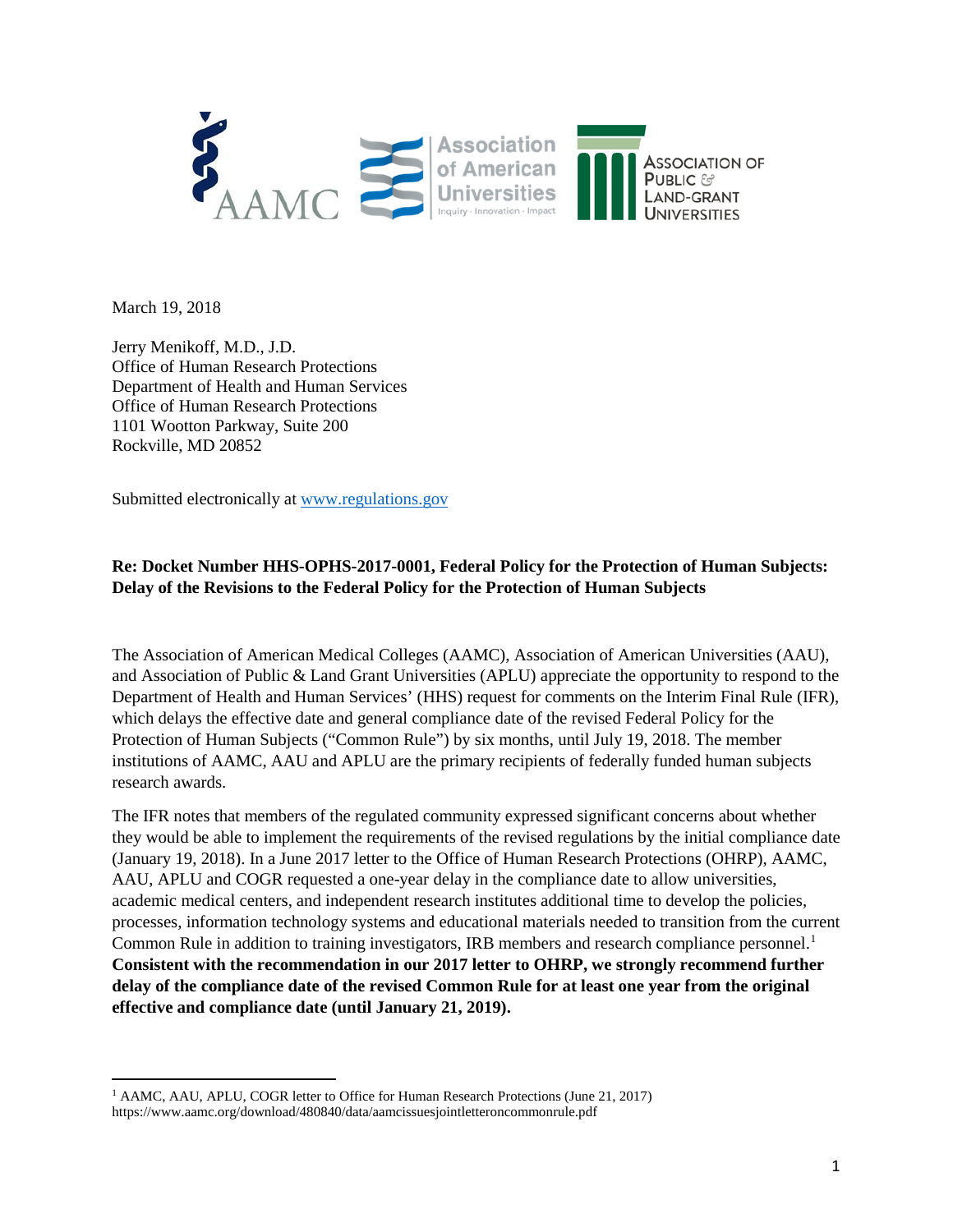March 19, 2018

Jerry Menikoff, M.D., J.D.
Office of Human Research Protections
Department of Health and Human Services
Office of Human Research Protections
1101 Wootton Parkway, Suite 200
Rockville, MD 20852

Submitted electronically at [www.regulations.gov](www.regulations.gov)

**Re: Docket Number HHS-OPHS-2017-0001, Federal Policy for the Protection of Human Subjects: Delay of the Revisions to the Federal Policy for the Protection of Human Subjects**

The Association of American Medical Colleges (AAMC), Association of American Universities (AAU), and Association of Public & Land Grant Universities (APLU) appreciate the opportunity to respond to the Department of Health and Human Services' (HHS) request for comments on the Interim Final Rule (IFR), which delays the effective date and general compliance date of the revised Federal Policy for the Protection of Human Subjects ("Common Rule") by six months, until July 19, 2018. The member institutions of AAMC, AAU and APLU are the primary recipients of federally funded human subjects research awards.

The IFR notes that members of the regulated community expressed significant concerns about whether they would be able to implement the requirements of the revised regulations by the initial compliance date (January 19, 2018). In a June 2017 letter to the Office of Human Research Protections (OHRP), AAMC, AAU, APLU and COGR requested a one-year delay in the compliance date to allow universities, academic medical centers, and independent research institutes additional time to develop the policies, processes, information technology systems and educational materials needed to transition from the current Common Rule in addition to training investigators, IRB members and research compliance personnel.[1] **Consistent with the recommendation in our 2017 letter to OHRP, we strongly recommend further delay of the compliance date of the revised Common Rule for at least one year from the original effective and compliance date (until January 21, 2019).**

---

[1] AAMC, AAU, APLU, COGR letter to Office for Human Research Protections (June 21, 2017) https://www.aamc.org/download/480840/data/aamcissuesjointletteroncommonrule.pdf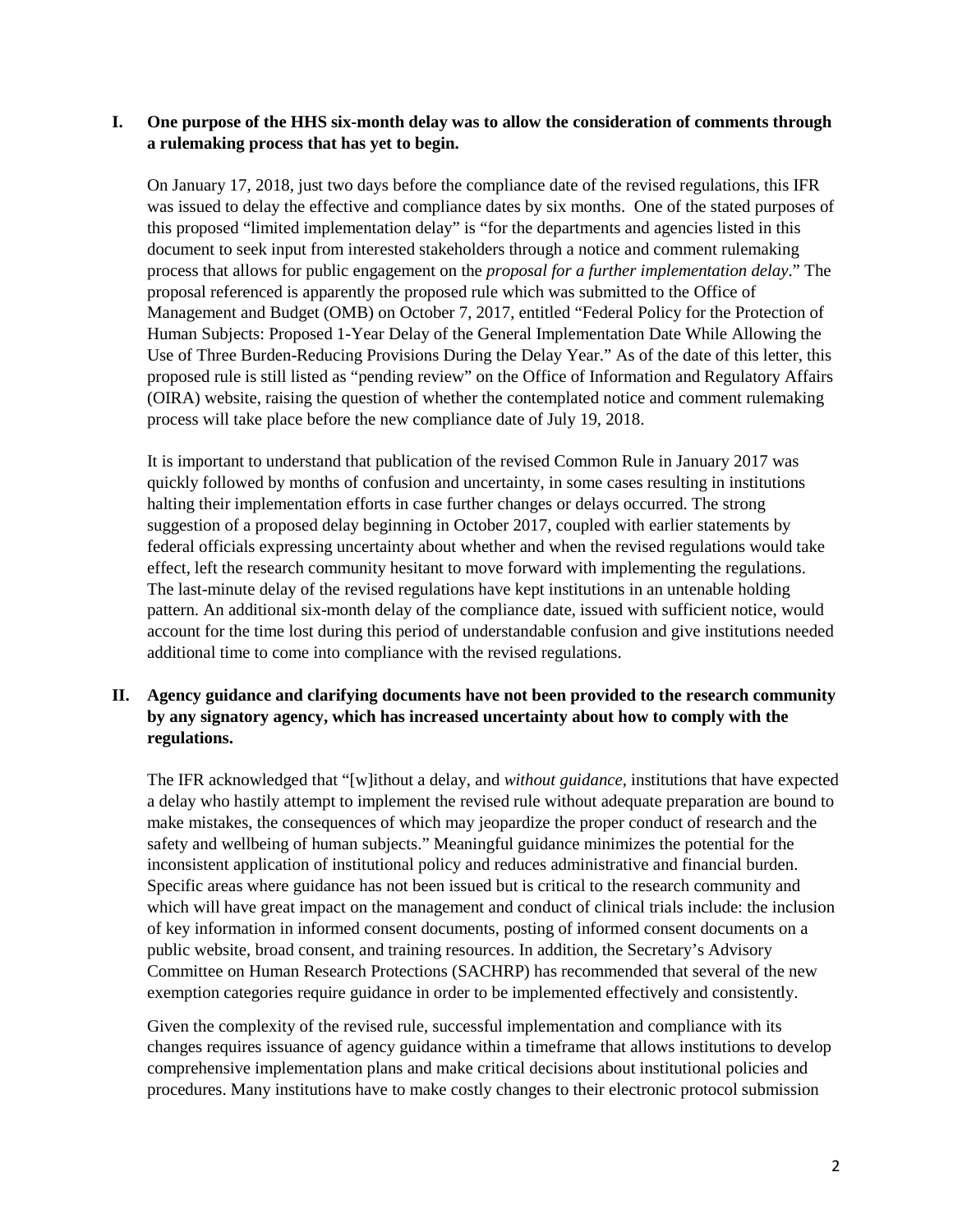## I. One purpose of the HHS six-month delay was to allow the consideration of comments through a rulemaking process that has yet to begin.

On January 17, 2018, just two days before the compliance date of the revised regulations, this IFR was issued to delay the effective and compliance dates by six months. One of the stated purposes of this proposed "limited implementation delay" is "for the departments and agencies listed in this document to seek input from interested stakeholders through a notice and comment rulemaking process that allows for public engagement on the *proposal for a further implementation delay*." The proposal referenced is apparently the proposed rule which was submitted to the Office of Management and Budget (OMB) on October 7, 2017, entitled "Federal Policy for the Protection of Human Subjects: Proposed 1-Year Delay of the General Implementation Date While Allowing the Use of Three Burden-Reducing Provisions During the Delay Year." As of the date of this letter, this proposed rule is still listed as "pending review" on the Office of Information and Regulatory Affairs (OIRA) website, raising the question of whether the contemplated notice and comment rulemaking process will take place before the new compliance date of July 19, 2018.

It is important to understand that publication of the revised Common Rule in January 2017 was quickly followed by months of confusion and uncertainty, in some cases resulting in institutions halting their implementation efforts in case further changes or delays occurred. The strong suggestion of a proposed delay beginning in October 2017, coupled with earlier statements by federal officials expressing uncertainty about whether and when the revised regulations would take effect, left the research community hesitant to move forward with implementing the regulations. The last-minute delay of the revised regulations have kept institutions in an untenable holding pattern. An additional six-month delay of the compliance date, issued with sufficient notice, would account for the time lost during this period of understandable confusion and give institutions needed additional time to come into compliance with the revised regulations.

## II. Agency guidance and clarifying documents have not been provided to the research community by any signatory agency, which has increased uncertainty about how to comply with the regulations.

The IFR acknowledged that "[w]ithout a delay, and *without guidance*, institutions that have expected a delay who hastily attempt to implement the revised rule without adequate preparation are bound to make mistakes, the consequences of which may jeopardize the proper conduct of research and the safety and wellbeing of human subjects." Meaningful guidance minimizes the potential for the inconsistent application of institutional policy and reduces administrative and financial burden. Specific areas where guidance has not been issued but is critical to the research community and which will have great impact on the management and conduct of clinical trials include: the inclusion of key information in informed consent documents, posting of informed consent documents on a public website, broad consent, and training resources. In addition, the Secretary's Advisory Committee on Human Research Protections (SACHRP) has recommended that several of the new exemption categories require guidance in order to be implemented effectively and consistently.

Given the complexity of the revised rule, successful implementation and compliance with its changes requires issuance of agency guidance within a timeframe that allows institutions to develop comprehensive implementation plans and make critical decisions about institutional policies and procedures. Many institutions have to make costly changes to their electronic protocol submission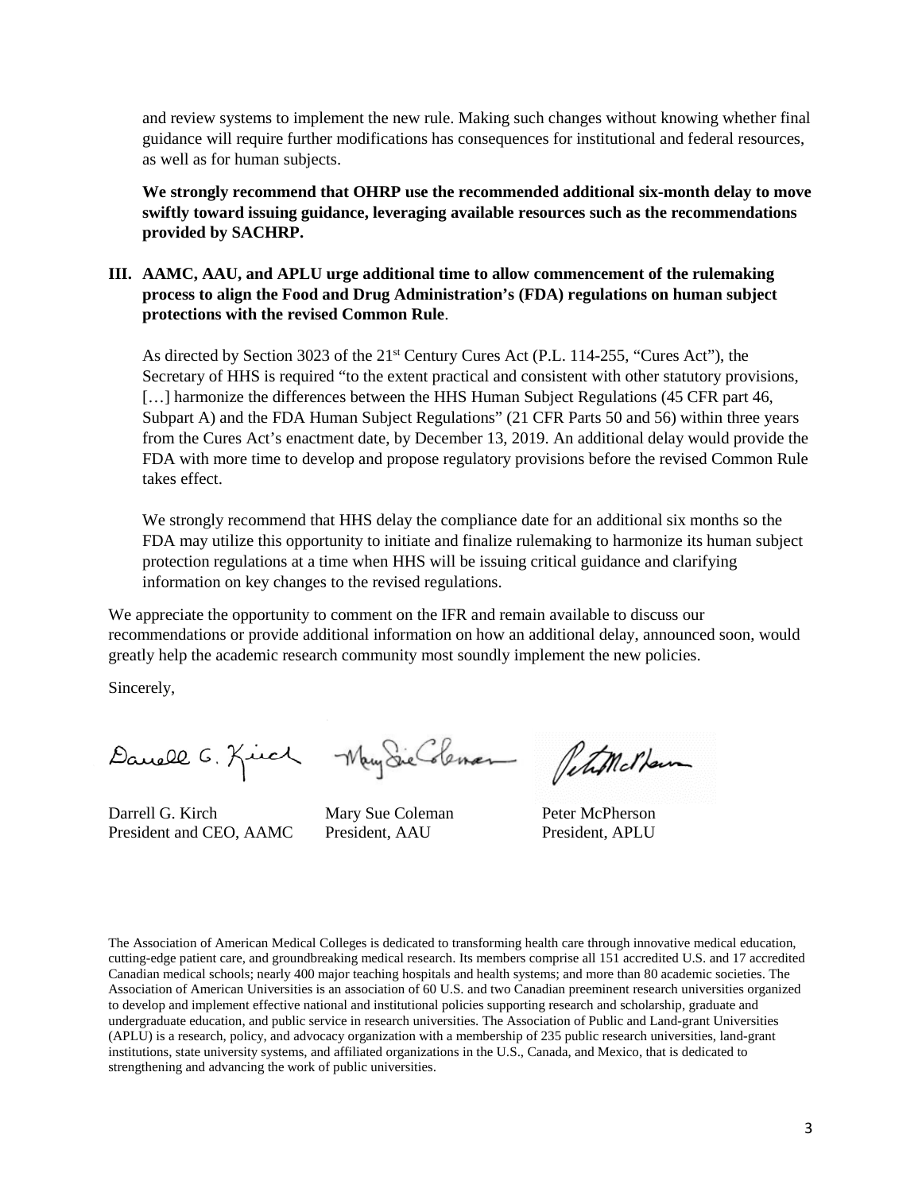and review systems to implement the new rule. Making such changes without knowing whether final guidance will require further modifications has consequences for institutional and federal resources, as well as for human subjects.

**We strongly recommend that OHRP use the recommended additional six-month delay to move swiftly toward issuing guidance, leveraging available resources such as the recommendations provided by SACHRP.**

## III. AAMC, AAU, and APLU urge additional time to allow commencement of the rulemaking process to align the Food and Drug Administration's (FDA) regulations on human subject protections with the revised Common Rule.

As directed by Section 3023 of the 21st Century Cures Act (P.L. 114-255, "Cures Act"), the Secretary of HHS is required "to the extent practical and consistent with other statutory provisions, […] harmonize the differences between the HHS Human Subject Regulations (45 CFR part 46, Subpart A) and the FDA Human Subject Regulations" (21 CFR Parts 50 and 56) within three years from the Cures Act's enactment date, by December 13, 2019. An additional delay would provide the FDA with more time to develop and propose regulatory provisions before the revised Common Rule takes effect.

We strongly recommend that HHS delay the compliance date for an additional six months so the FDA may utilize this opportunity to initiate and finalize rulemaking to harmonize its human subject protection regulations at a time when HHS will be issuing critical guidance and clarifying information on key changes to the revised regulations.

We appreciate the opportunity to comment on the IFR and remain available to discuss our recommendations or provide additional information on how an additional delay, announced soon, would greatly help the academic research community most soundly implement the new policies.

Sincerely,

| | | |
|---|---|---|
| Darrell G. Kirch | Mary Sue Coleman | Peter McPherson |
| President and CEO, AAMC | President, AAU | President, APLU |

The Association of American Medical Colleges is dedicated to transforming health care through innovative medical education, cutting-edge patient care, and groundbreaking medical research. Its members comprise all 151 accredited U.S. and 17 accredited Canadian medical schools; nearly 400 major teaching hospitals and health systems; and more than 80 academic societies. The Association of American Universities is an association of 60 U.S. and two Canadian preeminent research universities organized to develop and implement effective national and institutional policies supporting research and scholarship, graduate and undergraduate education, and public service in research universities. The Association of Public and Land-grant Universities (APLU) is a research, policy, and advocacy organization with a membership of 235 public research universities, land-grant institutions, state university systems, and affiliated organizations in the U.S., Canada, and Mexico, that is dedicated to strengthening and advancing the work of public universities.